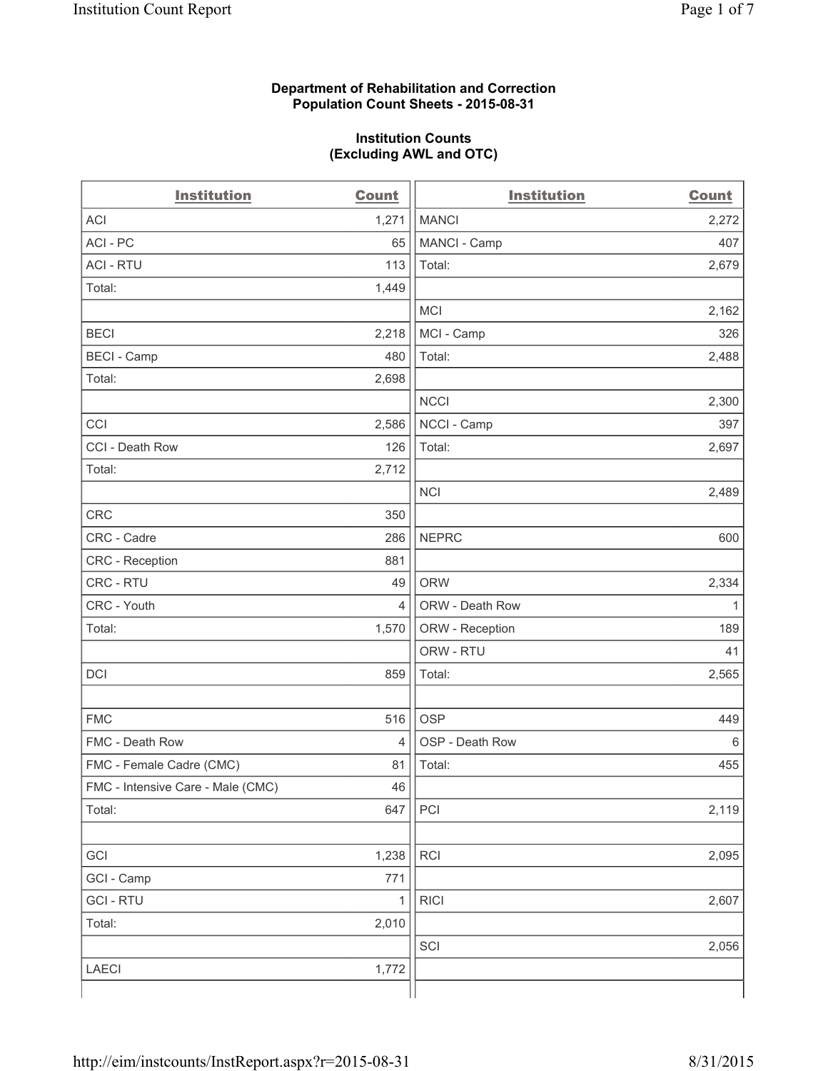**Department of Rehabilitation and Correction**
**Population Count Sheets - 2015-08-31**

**Institution Counts**
**(Excluding AWL and OTC)**

| Institution | Count |
|---|---|
| ACI | 1,271 |
| ACI - PC | 65 |
| ACI - RTU | 113 |
| Total: | 1,449 |
| | |
| BECI | 2,218 |
| BECI - Camp | 480 |
| Total: | 2,698 |
| | |
| CCI | 2,586 |
| CCI - Death Row | 126 |
| Total: | 2,712 |
| | |
| CRC | 350 |
| CRC - Cadre | 286 |
| CRC - Reception | 881 |
| CRC - RTU | 49 |
| CRC - Youth | 4 |
| Total: | 1,570 |
| | |
| DCI | 859 |
| | |
| FMC | 516 |
| FMC - Death Row | 4 |
| FMC - Female Cadre (CMC) | 81 |
| FMC - Intensive Care - Male (CMC) | 46 |
| Total: | 647 |
| | |
| GCI | 1,238 |
| GCI - Camp | 771 |
| GCI - RTU | 1 |
| Total: | 2,010 |
| | |
| LAECI | 1,772 |
| | |
| MANCI | 2,272 |
| MANCI - Camp | 407 |
| Total: | 2,679 |
| | |
| MCI | 2,162 |
| MCI - Camp | 326 |
| Total: | 2,488 |
| | |
| NCCI | 2,300 |
| NCCI - Camp | 397 |
| Total: | 2,697 |
| | |
| NCI | 2,489 |
| | |
| NEPRC | 600 |
| | |
| ORW | 2,334 |
| ORW - Death Row | 1 |
| ORW - Reception | 189 |
| ORW - RTU | 41 |
| Total: | 2,565 |
| | |
| OSP | 449 |
| OSP - Death Row | 6 |
| Total: | 455 |
| | |
| PCI | 2,119 |
| | |
| RCI | 2,095 |
| | |
| RICI | 2,607 |
| | |
| SCI | 2,056 |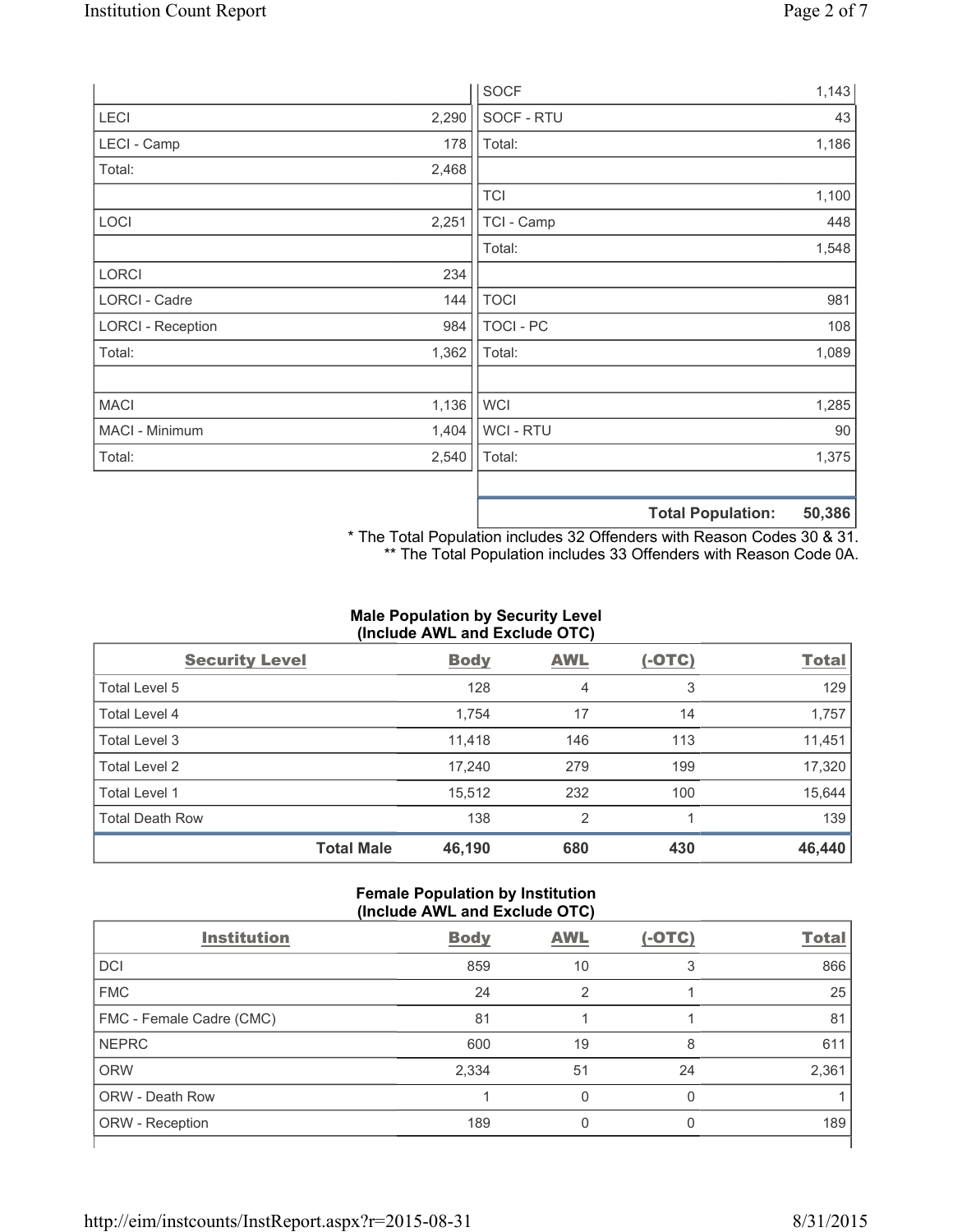| | |
|---|---|
| LECI | 2,290 |
| LECI - Camp | 178 |
| Total: | 2,468 |
| | |
| LOCI | 2,251 |
| | |
| LORCI | 234 |
| LORCI - Cadre | 144 |
| LORCI - Reception | 984 |
| Total: | 1,362 |
| | |
| MACI | 1,136 |
| MACI - Minimum | 1,404 |
| Total: | 2,540 |

| | |
|---|---|
| SOCF | 1,143 |
| SOCF - RTU | 43 |
| Total: | 1,186 |
| | |
| TCI | 1,100 |
| TCI - Camp | 448 |
| Total: | 1,548 |
| | |
| TOCI | 981 |
| TOCI - PC | 108 |
| Total: | 1,089 |
| | |
| WCI | 1,285 |
| WCI - RTU | 90 |
| Total: | 1,375 |
| | |
| **Total Population:** | **50,386** |

\* The Total Population includes 32 Offenders with Reason Codes 30 & 31.
\*\* The Total Population includes 33 Offenders with Reason Code 0A.

### Male Population by Security Level (Include AWL and Exclude OTC)

| Security Level | Body | AWL | (-OTC) | Total |
|---|---|---|---|---|
| Total Level 5 | 128 | 4 | 3 | 129 |
| Total Level 4 | 1,754 | 17 | 14 | 1,757 |
| Total Level 3 | 11,418 | 146 | 113 | 11,451 |
| Total Level 2 | 17,240 | 279 | 199 | 17,320 |
| Total Level 1 | 15,512 | 232 | 100 | 15,644 |
| Total Death Row | 138 | 2 | 1 | 139 |
| **Total Male** | **46,190** | **680** | **430** | **46,440** |

### Female Population by Institution (Include AWL and Exclude OTC)

| Institution | Body | AWL | (-OTC) | Total |
|---|---|---|---|---|
| DCI | 859 | 10 | 3 | 866 |
| FMC | 24 | 2 | 1 | 25 |
| FMC - Female Cadre (CMC) | 81 | 1 | 1 | 81 |
| NEPRC | 600 | 19 | 8 | 611 |
| ORW | 2,334 | 51 | 24 | 2,361 |
| ORW - Death Row | 1 | 0 | 0 | 1 |
| ORW - Reception | 189 | 0 | 0 | 189 |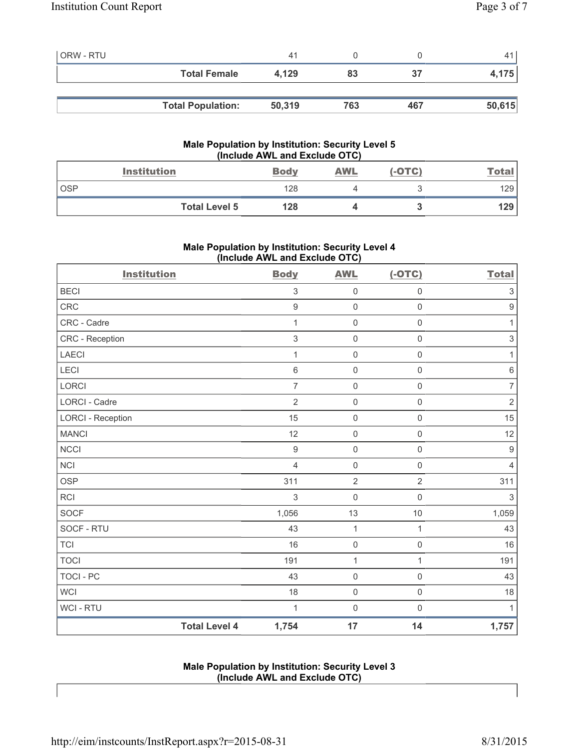| | | | | |
|---|---|---|---|---|
| ORW - RTU | 41 | 0 | 0 | 41 |
| **Total Female** | **4,129** | **83** | **37** | **4,175** |
| | | | | |
| **Total Population:** | **50,319** | **763** | **467** | **50,615** |

### Male Population by Institution: Security Level 5 (Include AWL and Exclude OTC)

| Institution | Body | AWL | (-OTC) | Total |
|---|---|---|---|---|
| OSP | 128 | 4 | 3 | 129 |
| **Total Level 5** | **128** | **4** | **3** | **129** |

### Male Population by Institution: Security Level 4 (Include AWL and Exclude OTC)

| Institution | Body | AWL | (-OTC) | Total |
|---|---|---|---|---|
| BECI | 3 | 0 | 0 | 3 |
| CRC | 9 | 0 | 0 | 9 |
| CRC - Cadre | 1 | 0 | 0 | 1 |
| CRC - Reception | 3 | 0 | 0 | 3 |
| LAECI | 1 | 0 | 0 | 1 |
| LECI | 6 | 0 | 0 | 6 |
| LORCI | 7 | 0 | 0 | 7 |
| LORCI - Cadre | 2 | 0 | 0 | 2 |
| LORCI - Reception | 15 | 0 | 0 | 15 |
| MANCI | 12 | 0 | 0 | 12 |
| NCCI | 9 | 0 | 0 | 9 |
| NCI | 4 | 0 | 0 | 4 |
| OSP | 311 | 2 | 2 | 311 |
| RCI | 3 | 0 | 0 | 3 |
| SOCF | 1,056 | 13 | 10 | 1,059 |
| SOCF - RTU | 43 | 1 | 1 | 43 |
| TCI | 16 | 0 | 0 | 16 |
| TOCI | 191 | 1 | 1 | 191 |
| TOCI - PC | 43 | 0 | 0 | 43 |
| WCI | 18 | 0 | 0 | 18 |
| WCI - RTU | 1 | 0 | 0 | 1 |
| **Total Level 4** | **1,754** | **17** | **14** | **1,757** |

### Male Population by Institution: Security Level 3 (Include AWL and Exclude OTC)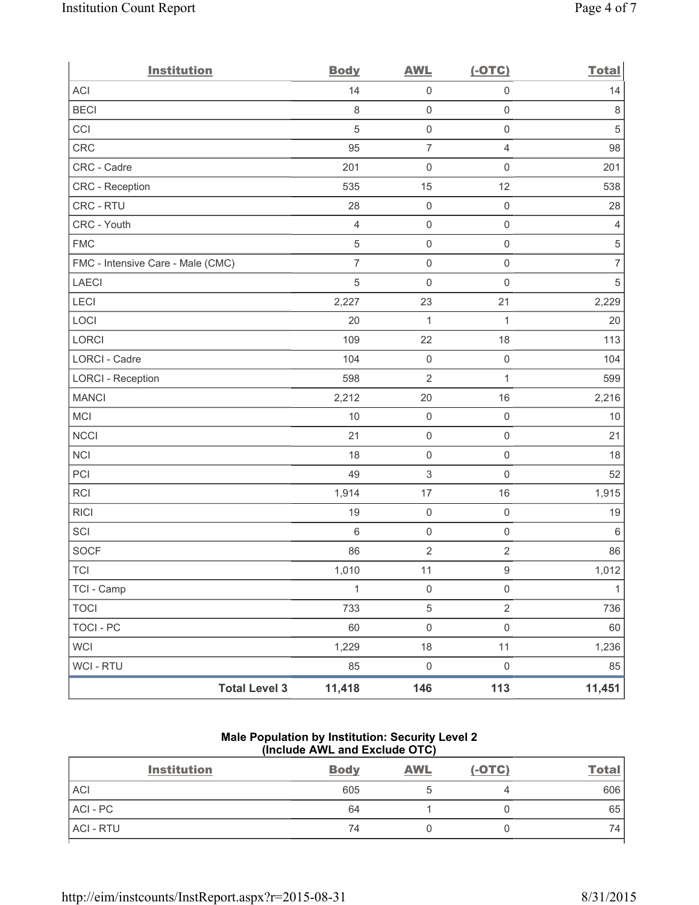| Institution | Body | AWL | (-OTC) | Total |
|---|---|---|---|---|
| ACI | 14 | 0 | 0 | 14 |
| BECI | 8 | 0 | 0 | 8 |
| CCI | 5 | 0 | 0 | 5 |
| CRC | 95 | 7 | 4 | 98 |
| CRC - Cadre | 201 | 0 | 0 | 201 |
| CRC - Reception | 535 | 15 | 12 | 538 |
| CRC - RTU | 28 | 0 | 0 | 28 |
| CRC - Youth | 4 | 0 | 0 | 4 |
| FMC | 5 | 0 | 0 | 5 |
| FMC - Intensive Care - Male (CMC) | 7 | 0 | 0 | 7 |
| LAECI | 5 | 0 | 0 | 5 |
| LECI | 2,227 | 23 | 21 | 2,229 |
| LOCI | 20 | 1 | 1 | 20 |
| LORCI | 109 | 22 | 18 | 113 |
| LORCI - Cadre | 104 | 0 | 0 | 104 |
| LORCI - Reception | 598 | 2 | 1 | 599 |
| MANCI | 2,212 | 20 | 16 | 2,216 |
| MCI | 10 | 0 | 0 | 10 |
| NCCI | 21 | 0 | 0 | 21 |
| NCI | 18 | 0 | 0 | 18 |
| PCI | 49 | 3 | 0 | 52 |
| RCI | 1,914 | 17 | 16 | 1,915 |
| RICI | 19 | 0 | 0 | 19 |
| SCI | 6 | 0 | 0 | 6 |
| SOCF | 86 | 2 | 2 | 86 |
| TCI | 1,010 | 11 | 9 | 1,012 |
| TCI - Camp | 1 | 0 | 0 | 1 |
| TOCI | 733 | 5 | 2 | 736 |
| TOCI - PC | 60 | 0 | 0 | 60 |
| WCI | 1,229 | 18 | 11 | 1,236 |
| WCI - RTU | 85 | 0 | 0 | 85 |
| **Total Level 3** | **11,418** | **146** | **113** | **11,451** |

**Male Population by Institution: Security Level 2 (Include AWL and Exclude OTC)**

| Institution | Body | AWL | (-OTC) | Total |
|---|---|---|---|---|
| ACI | 605 | 5 | 4 | 606 |
| ACI - PC | 64 | 1 | 0 | 65 |
| ACI - RTU | 74 | 0 | 0 | 74 |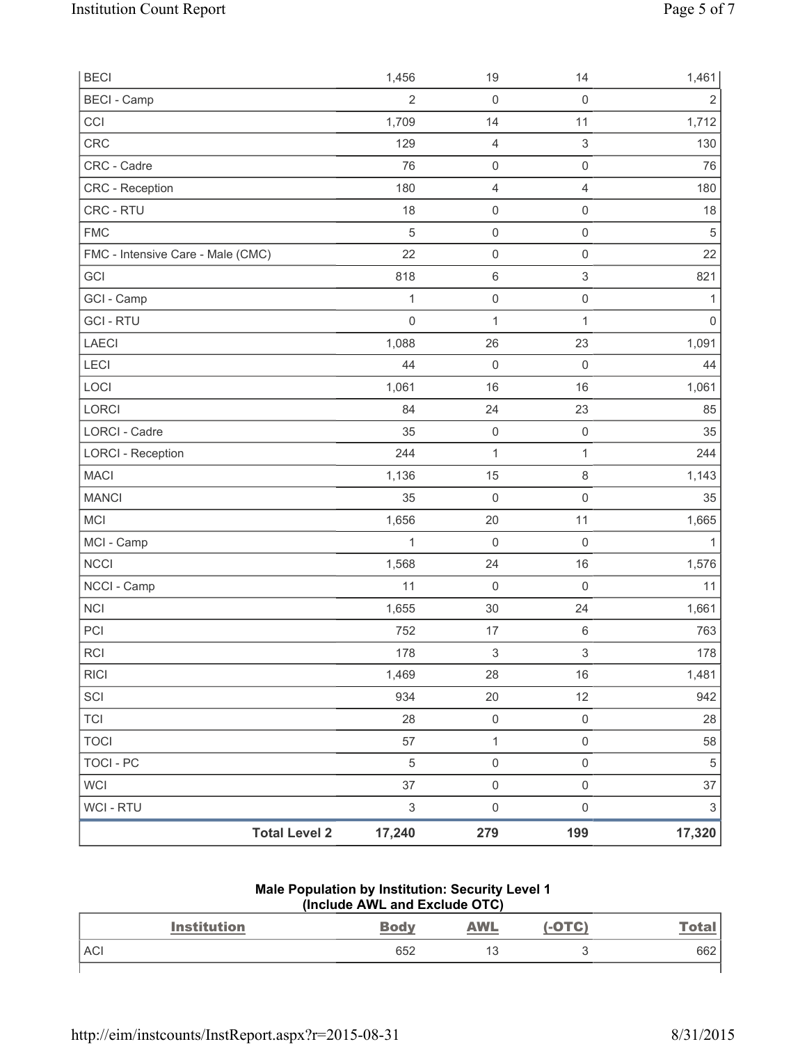| | | | | |
|---|---|---|---|---|
| BECI | 1,456 | 19 | 14 | 1,461 |
| BECI - Camp | 2 | 0 | 0 | 2 |
| CCI | 1,709 | 14 | 11 | 1,712 |
| CRC | 129 | 4 | 3 | 130 |
| CRC - Cadre | 76 | 0 | 0 | 76 |
| CRC - Reception | 180 | 4 | 4 | 180 |
| CRC - RTU | 18 | 0 | 0 | 18 |
| FMC | 5 | 0 | 0 | 5 |
| FMC - Intensive Care - Male (CMC) | 22 | 0 | 0 | 22 |
| GCI | 818 | 6 | 3 | 821 |
| GCI - Camp | 1 | 0 | 0 | 1 |
| GCI - RTU | 0 | 1 | 1 | 0 |
| LAECI | 1,088 | 26 | 23 | 1,091 |
| LECI | 44 | 0 | 0 | 44 |
| LOCI | 1,061 | 16 | 16 | 1,061 |
| LORCI | 84 | 24 | 23 | 85 |
| LORCI - Cadre | 35 | 0 | 0 | 35 |
| LORCI - Reception | 244 | 1 | 1 | 244 |
| MACI | 1,136 | 15 | 8 | 1,143 |
| MANCI | 35 | 0 | 0 | 35 |
| MCI | 1,656 | 20 | 11 | 1,665 |
| MCI - Camp | 1 | 0 | 0 | 1 |
| NCCI | 1,568 | 24 | 16 | 1,576 |
| NCCI - Camp | 11 | 0 | 0 | 11 |
| NCI | 1,655 | 30 | 24 | 1,661 |
| PCI | 752 | 17 | 6 | 763 |
| RCI | 178 | 3 | 3 | 178 |
| RICI | 1,469 | 28 | 16 | 1,481 |
| SCI | 934 | 20 | 12 | 942 |
| TCI | 28 | 0 | 0 | 28 |
| TOCI | 57 | 1 | 0 | 58 |
| TOCI - PC | 5 | 0 | 0 | 5 |
| WCI | 37 | 0 | 0 | 37 |
| WCI - RTU | 3 | 0 | 0 | 3 |
| **Total Level 2** | **17,240** | **279** | **199** | **17,320** |

**Male Population by Institution: Security Level 1 (Include AWL and Exclude OTC)**

| Institution | Body | AWL | (-OTC) | Total |
|---|---|---|---|---|
| ACI | 652 | 13 | 3 | 662 |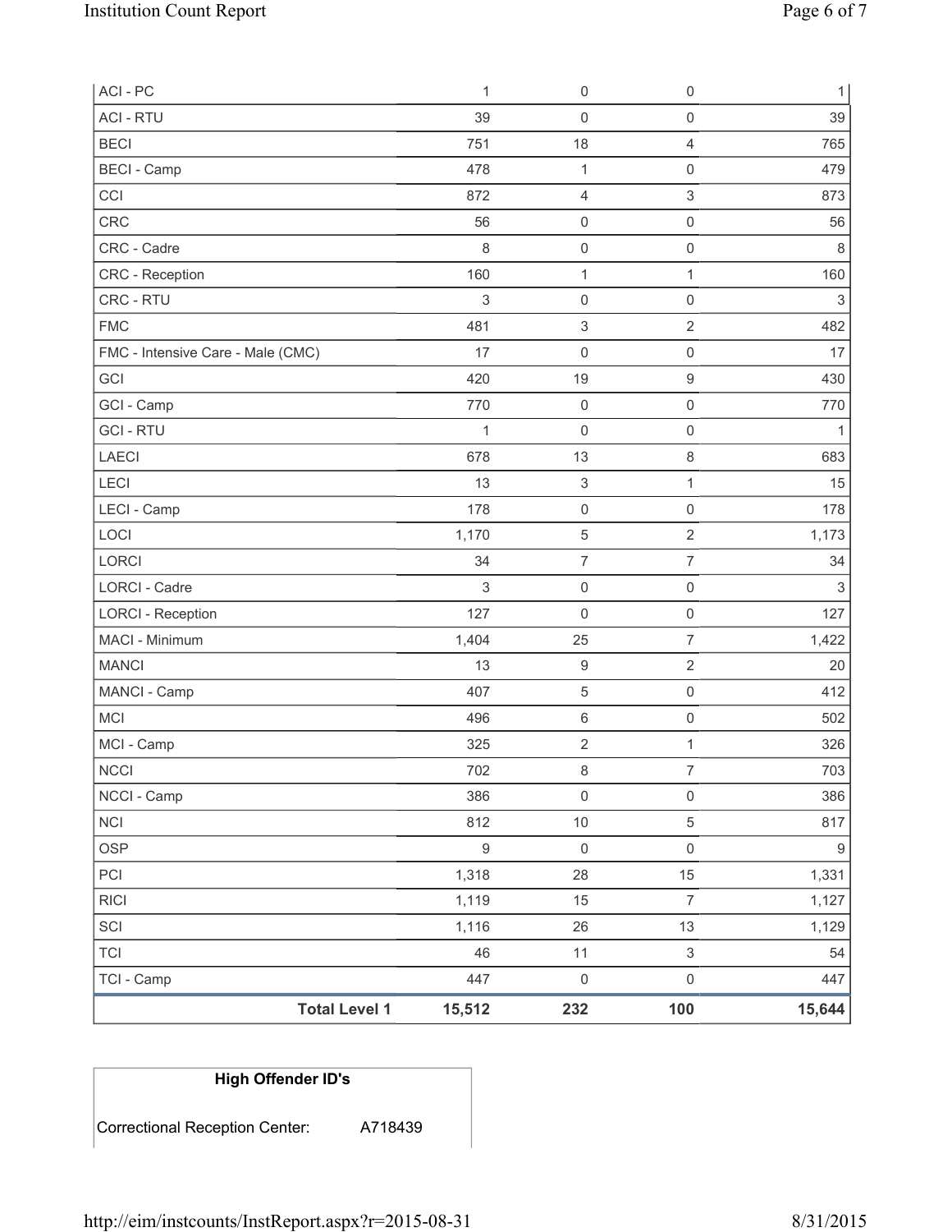| | | | | |
|---|---|---|---|---|
| ACI - PC | 1 | 0 | 0 | 1 |
| ACI - RTU | 39 | 0 | 0 | 39 |
| BECI | 751 | 18 | 4 | 765 |
| BECI - Camp | 478 | 1 | 0 | 479 |
| CCI | 872 | 4 | 3 | 873 |
| CRC | 56 | 0 | 0 | 56 |
| CRC - Cadre | 8 | 0 | 0 | 8 |
| CRC - Reception | 160 | 1 | 1 | 160 |
| CRC - RTU | 3 | 0 | 0 | 3 |
| FMC | 481 | 3 | 2 | 482 |
| FMC - Intensive Care - Male (CMC) | 17 | 0 | 0 | 17 |
| GCI | 420 | 19 | 9 | 430 |
| GCI - Camp | 770 | 0 | 0 | 770 |
| GCI - RTU | 1 | 0 | 0 | 1 |
| LAECI | 678 | 13 | 8 | 683 |
| LECI | 13 | 3 | 1 | 15 |
| LECI - Camp | 178 | 0 | 0 | 178 |
| LOCI | 1,170 | 5 | 2 | 1,173 |
| LORCI | 34 | 7 | 7 | 34 |
| LORCI - Cadre | 3 | 0 | 0 | 3 |
| LORCI - Reception | 127 | 0 | 0 | 127 |
| MACI - Minimum | 1,404 | 25 | 7 | 1,422 |
| MANCI | 13 | 9 | 2 | 20 |
| MANCI - Camp | 407 | 5 | 0 | 412 |
| MCI | 496 | 6 | 0 | 502 |
| MCI - Camp | 325 | 2 | 1 | 326 |
| NCCI | 702 | 8 | 7 | 703 |
| NCCI - Camp | 386 | 0 | 0 | 386 |
| NCI | 812 | 10 | 5 | 817 |
| OSP | 9 | 0 | 0 | 9 |
| PCI | 1,318 | 28 | 15 | 1,331 |
| RICI | 1,119 | 15 | 7 | 1,127 |
| SCI | 1,116 | 26 | 13 | 1,129 |
| TCI | 46 | 11 | 3 | 54 |
| TCI - Camp | 447 | 0 | 0 | 447 |
| **Total Level 1** | **15,512** | **232** | **100** | **15,644** |

| High Offender ID's | |
|---|---|
| Correctional Reception Center: | A718439 |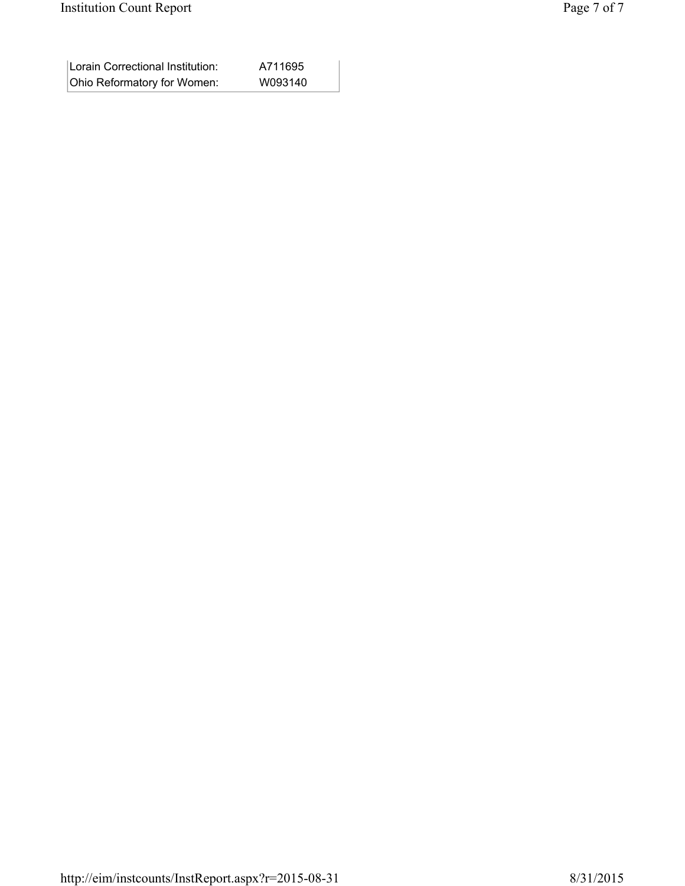| | |
|---|---|
| Lorain Correctional Institution: | A711695 |
| Ohio Reformatory for Women: | W093140 |